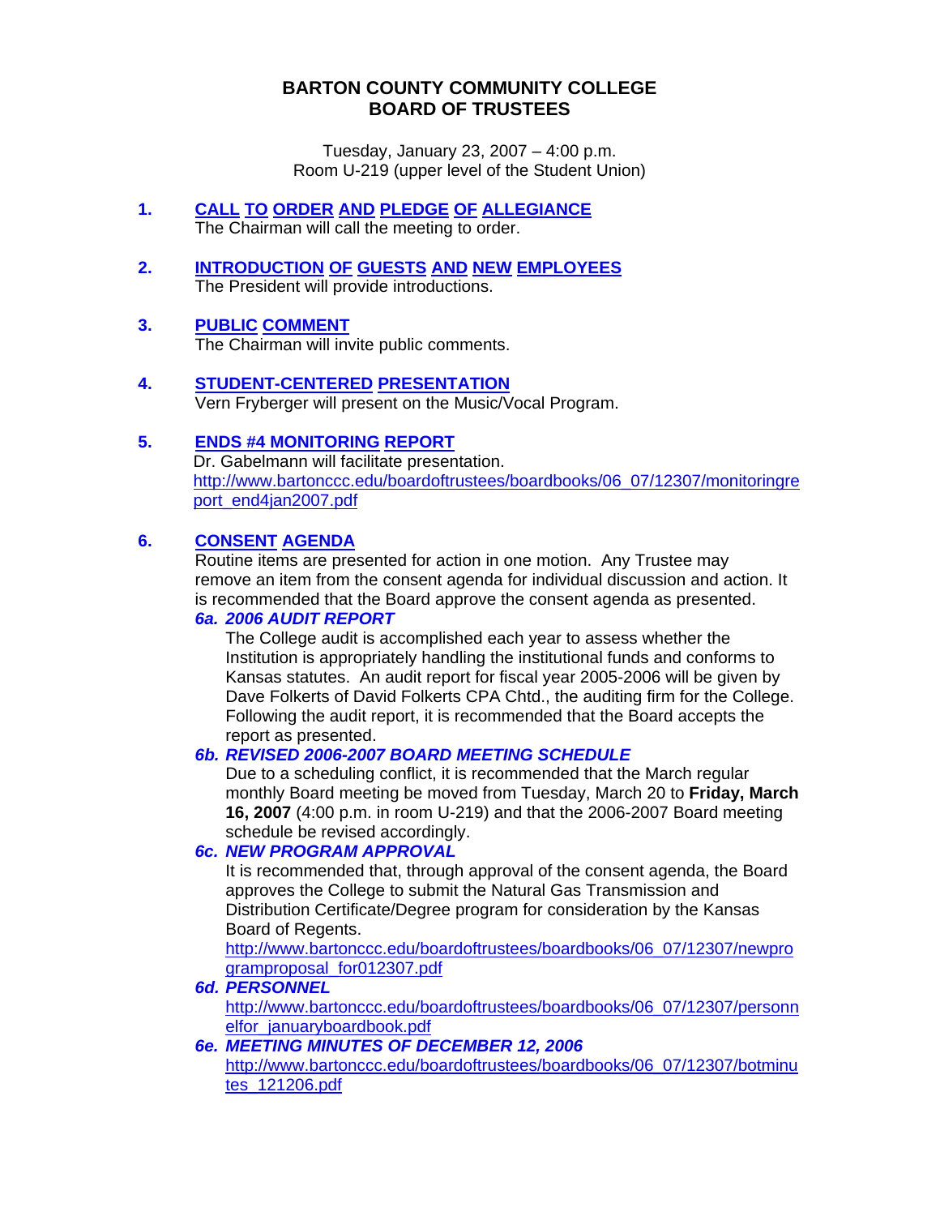# BARTON COUNTY COMMUNITY COLLEGE
# BOARD OF TRUSTEES

Tuesday, January 23, 2007 – 4:00 p.m.
Room U-219 (upper level of the Student Union)

**1. CALL TO ORDER AND PLEDGE OF ALLEGIANCE**
The Chairman will call the meeting to order.

**2. INTRODUCTION OF GUESTS AND NEW EMPLOYEES**
The President will provide introductions.

**3. PUBLIC COMMENT**
The Chairman will invite public comments.

**4. STUDENT-CENTERED PRESENTATION**
Vern Fryberger will present on the Music/Vocal Program.

**5. ENDS #4 MONITORING REPORT**
Dr. Gabelmann will facilitate presentation.
http://www.bartonccc.edu/boardoftrustees/boardbooks/06_07/12307/monitoringreport_end4jan2007.pdf

**6. CONSENT AGENDA**
Routine items are presented for action in one motion. Any Trustee may remove an item from the consent agenda for individual discussion and action. It is recommended that the Board approve the consent agenda as presented.

***6a. 2006 AUDIT REPORT***
The College audit is accomplished each year to assess whether the Institution is appropriately handling the institutional funds and conforms to Kansas statutes. An audit report for fiscal year 2005-2006 will be given by Dave Folkerts of David Folkerts CPA Chtd., the auditing firm for the College. Following the audit report, it is recommended that the Board accepts the report as presented.

***6b. REVISED 2006-2007 BOARD MEETING SCHEDULE***
Due to a scheduling conflict, it is recommended that the March regular monthly Board meeting be moved from Tuesday, March 20 to **Friday, March 16, 2007** (4:00 p.m. in room U-219) and that the 2006-2007 Board meeting schedule be revised accordingly.

***6c. NEW PROGRAM APPROVAL***
It is recommended that, through approval of the consent agenda, the Board approves the College to submit the Natural Gas Transmission and Distribution Certificate/Degree program for consideration by the Kansas Board of Regents.
http://www.bartonccc.edu/boardoftrustees/boardbooks/06_07/12307/newprogramproposal_for012307.pdf

***6d. PERSONNEL***
http://www.bartonccc.edu/boardoftrustees/boardbooks/06_07/12307/personnelfor_januaryboardbook.pdf

***6e. MEETING MINUTES OF DECEMBER 12, 2006***
http://www.bartonccc.edu/boardoftrustees/boardbooks/06_07/12307/botminutes_121206.pdf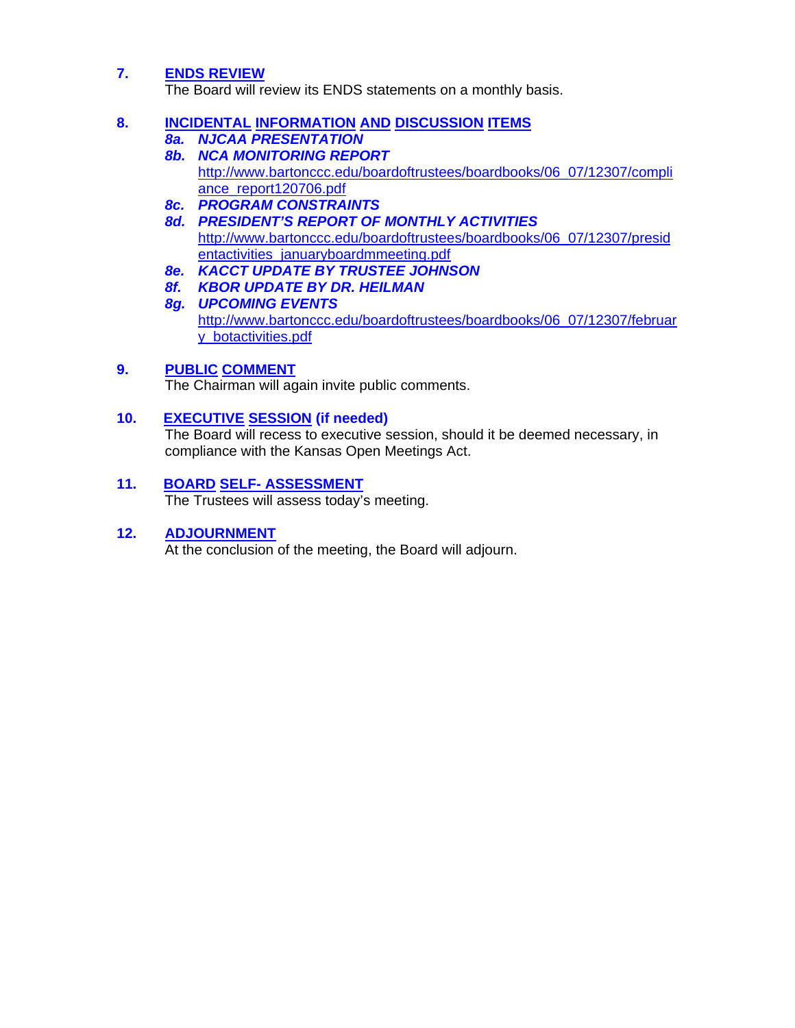**7. ENDS REVIEW**

The Board will review its ENDS statements on a monthly basis.

**8. INCIDENTAL INFORMATION AND DISCUSSION ITEMS**

- ***8a. NJCAA PRESENTATION***
- ***8b. NCA MONITORING REPORT***
  http://www.bartonccc.edu/boardoftrustees/boardbooks/06_07/12307/compliance_report120706.pdf
- ***8c. PROGRAM CONSTRAINTS***
- ***8d. PRESIDENT'S REPORT OF MONTHLY ACTIVITIES***
  http://www.bartonccc.edu/boardoftrustees/boardbooks/06_07/12307/presidentactivities_januaryboardmmeeting.pdf
- ***8e. KACCT UPDATE BY TRUSTEE JOHNSON***
- ***8f. KBOR UPDATE BY DR. HEILMAN***
- ***8g. UPCOMING EVENTS***
  http://www.bartonccc.edu/boardoftrustees/boardbooks/06_07/12307/february_botactivities.pdf

**9. PUBLIC COMMENT**

The Chairman will again invite public comments.

**10. EXECUTIVE SESSION (if needed)**

The Board will recess to executive session, should it be deemed necessary, in compliance with the Kansas Open Meetings Act.

**11. BOARD SELF- ASSESSMENT**

The Trustees will assess today's meeting.

**12. ADJOURNMENT**

At the conclusion of the meeting, the Board will adjourn.